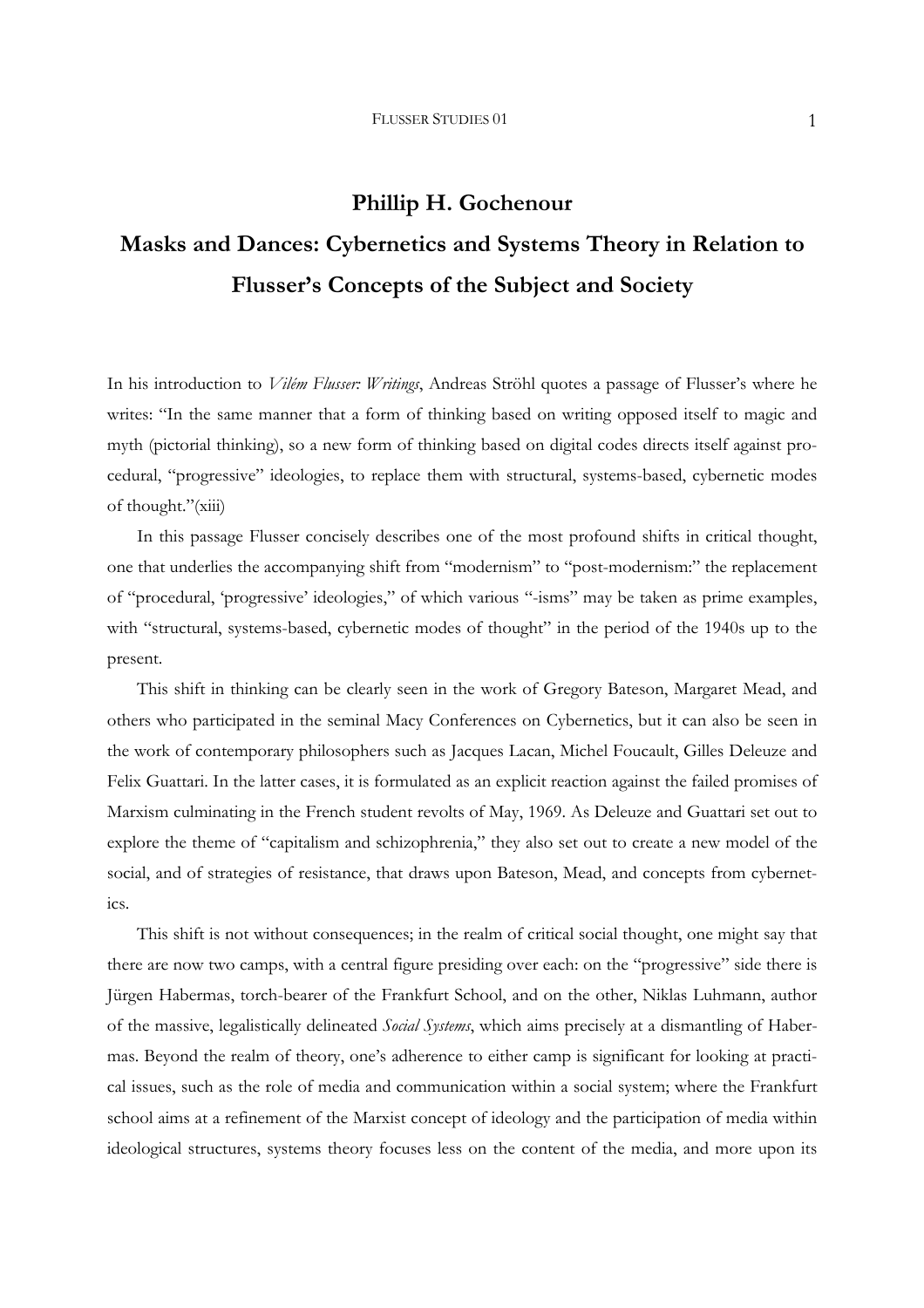# Phillip H. Gochenour

# Masks and Dances: Cybernetics and Systems Theory in Relation to Flusser's Concepts of the Subject and Society

In his introduction to *Vilém Flusser: Writings*, Andreas Ströhl quotes a passage of Flusser's where he writes: "In the same manner that a form of thinking based on writing opposed itself to magic and myth (pictorial thinking), so a new form of thinking based on digital codes directs itself against procedural, "progressive" ideologies, to replace them with structural, systems-based, cybernetic modes of thought."(xiii)

In this passage Flusser concisely describes one of the most profound shifts in critical thought, one that underlies the accompanying shift from "modernism" to "post-modernism:" the replacement of "procedural, 'progressive' ideologies," of which various "-isms" may be taken as prime examples, with "structural, systems-based, cybernetic modes of thought" in the period of the 1940s up to the present.

This shift in thinking can be clearly seen in the work of Gregory Bateson, Margaret Mead, and others who participated in the seminal Macy Conferences on Cybernetics, but it can also be seen in the work of contemporary philosophers such as Jacques Lacan, Michel Foucault, Gilles Deleuze and Felix Guattari. In the latter cases, it is formulated as an explicit reaction against the failed promises of Marxism culminating in the French student revolts of May, 1969. As Deleuze and Guattari set out to explore the theme of "capitalism and schizophrenia," they also set out to create a new model of the social, and of strategies of resistance, that draws upon Bateson, Mead, and concepts from cybernetics.

This shift is not without consequences; in the realm of critical social thought, one might say that there are now two camps, with a central figure presiding over each: on the "progressive" side there is Jürgen Habermas, torch-bearer of the Frankfurt School, and on the other, Niklas Luhmann, author of the massive, legalistically delineated *Social Systems*, which aims precisely at a dismantling of Habermas. Beyond the realm of theory, one's adherence to either camp is significant for looking at practical issues, such as the role of media and communication within a social system; where the Frankfurt school aims at a refinement of the Marxist concept of ideology and the participation of media within ideological structures, systems theory focuses less on the content of the media, and more upon its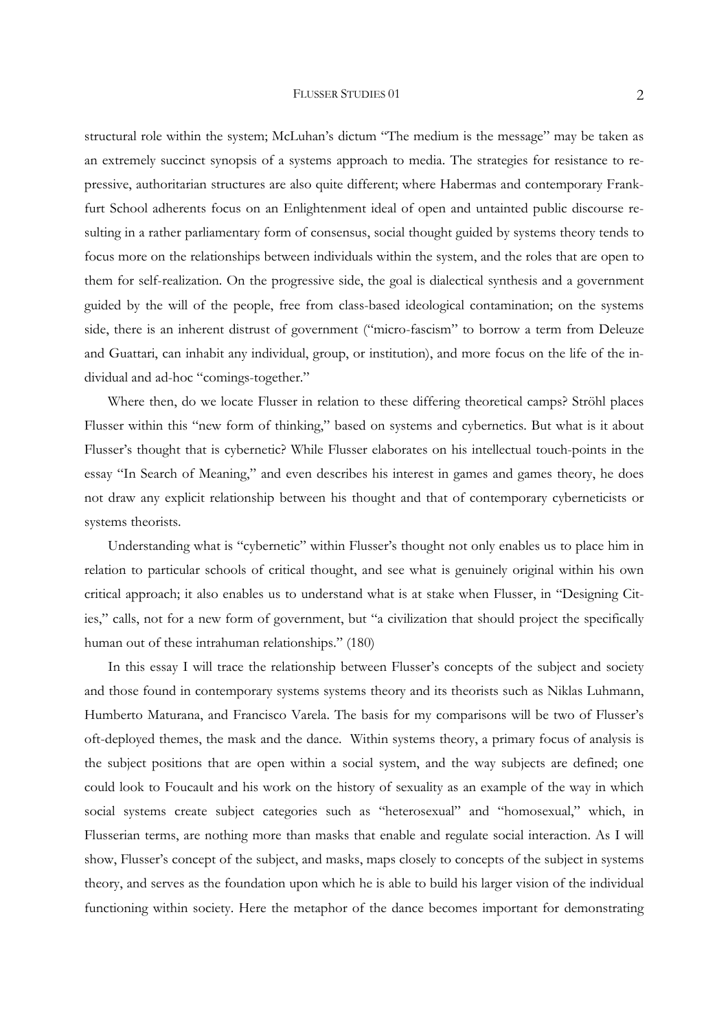structural role within the system; McLuhan's dictum "The medium is the message" may be taken as an extremely succinct synopsis of a systems approach to media. The strategies for resistance to repressive, authoritarian structures are also quite different; where Habermas and contemporary Frankfurt School adherents focus on an Enlightenment ideal of open and untainted public discourse resulting in a rather parliamentary form of consensus, social thought guided by systems theory tends to focus more on the relationships between individuals within the system, and the roles that are open to them for self-realization. On the progressive side, the goal is dialectical synthesis and a government guided by the will of the people, free from class-based ideological contamination; on the systems side, there is an inherent distrust of government ("micro-fascism" to borrow a term from Deleuze and Guattari, can inhabit any individual, group, or institution), and more focus on the life of the individual and ad-hoc "comings-together."

Where then, do we locate Flusser in relation to these differing theoretical camps? Ströhl places Flusser within this "new form of thinking," based on systems and cybernetics. But what is it about Flusser's thought that is cybernetic? While Flusser elaborates on his intellectual touch-points in the essay "In Search of Meaning," and even describes his interest in games and games theory, he does not draw any explicit relationship between his thought and that of contemporary cyberneticists or systems theorists.

Understanding what is "cybernetic" within Flusser's thought not only enables us to place him in relation to particular schools of critical thought, and see what is genuinely original within his own critical approach; it also enables us to understand what is at stake when Flusser, in "Designing Cities," calls, not for a new form of government, but "a civilization that should project the specifically human out of these intrahuman relationships." (180)

In this essay I will trace the relationship between Flusser's concepts of the subject and society and those found in contemporary systems systems theory and its theorists such as Niklas Luhmann, Humberto Maturana, and Francisco Varela. The basis for my comparisons will be two of Flusser's oft-deployed themes, the mask and the dance. Within systems theory, a primary focus of analysis is the subject positions that are open within a social system, and the way subjects are defined; one could look to Foucault and his work on the history of sexuality as an example of the way in which social systems create subject categories such as "heterosexual" and "homosexual," which, in Flusserian terms, are nothing more than masks that enable and regulate social interaction. As I will show, Flusser's concept of the subject, and masks, maps closely to concepts of the subject in systems theory, and serves as the foundation upon which he is able to build his larger vision of the individual functioning within society. Here the metaphor of the dance becomes important for demonstrating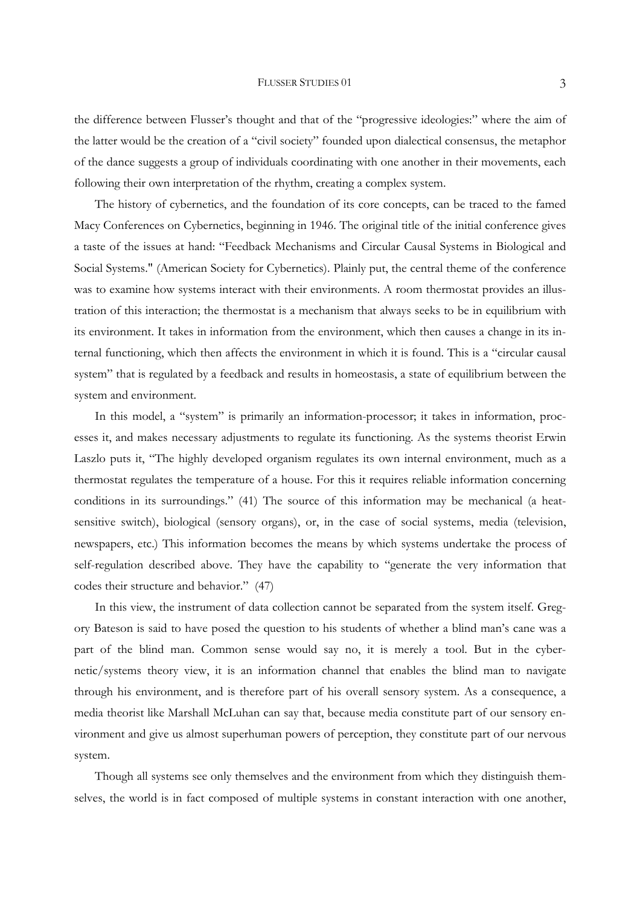the difference between Flusser's thought and that of the "progressive ideologies:" where the aim of the latter would be the creation of a "civil society" founded upon dialectical consensus, the metaphor of the dance suggests a group of individuals coordinating with one another in their movements, each following their own interpretation of the rhythm, creating a complex system.

The history of cybernetics, and the foundation of its core concepts, can be traced to the famed Macy Conferences on Cybernetics, beginning in 1946. The original title of the initial conference gives a taste of the issues at hand: "Feedback Mechanisms and Circular Causal Systems in Biological and Social Systems." (American Society for Cybernetics). Plainly put, the central theme of the conference was to examine how systems interact with their environments. A room thermostat provides an illustration of this interaction; the thermostat is a mechanism that always seeks to be in equilibrium with its environment. It takes in information from the environment, which then causes a change in its internal functioning, which then affects the environment in which it is found. This is a "circular causal system" that is regulated by a feedback and results in homeostasis, a state of equilibrium between the system and environment.

In this model, a "system" is primarily an information-processor; it takes in information, processes it, and makes necessary adjustments to regulate its functioning. As the systems theorist Erwin Laszlo puts it, "The highly developed organism regulates its own internal environment, much as a thermostat regulates the temperature of a house. For this it requires reliable information concerning conditions in its surroundings." (41) The source of this information may be mechanical (a heat-sensitive switch), biological (sensory organs), or, in the case of social systems, media (television, newspapers, etc.) This information becomes the means by which systems undertake the process of self-regulation described above. They have the capability to "generate the very information that codes their structure and behavior." (47)

In this view, the instrument of data collection cannot be separated from the system itself. Gregory Bateson is said to have posed the question to his students of whether a blind man's cane was a part of the blind man. Common sense would say no, it is merely a tool. But in the cybernetic/systems theory view, it is an information channel that enables the blind man to navigate through his environment, and is therefore part of his overall sensory system. As a consequence, a media theorist like Marshall McLuhan can say that, because media constitute part of our sensory environment and give us almost superhuman powers of perception, they constitute part of our nervous system.

Though all systems see only themselves and the environment from which they distinguish themselves, the world is in fact composed of multiple systems in constant interaction with one another,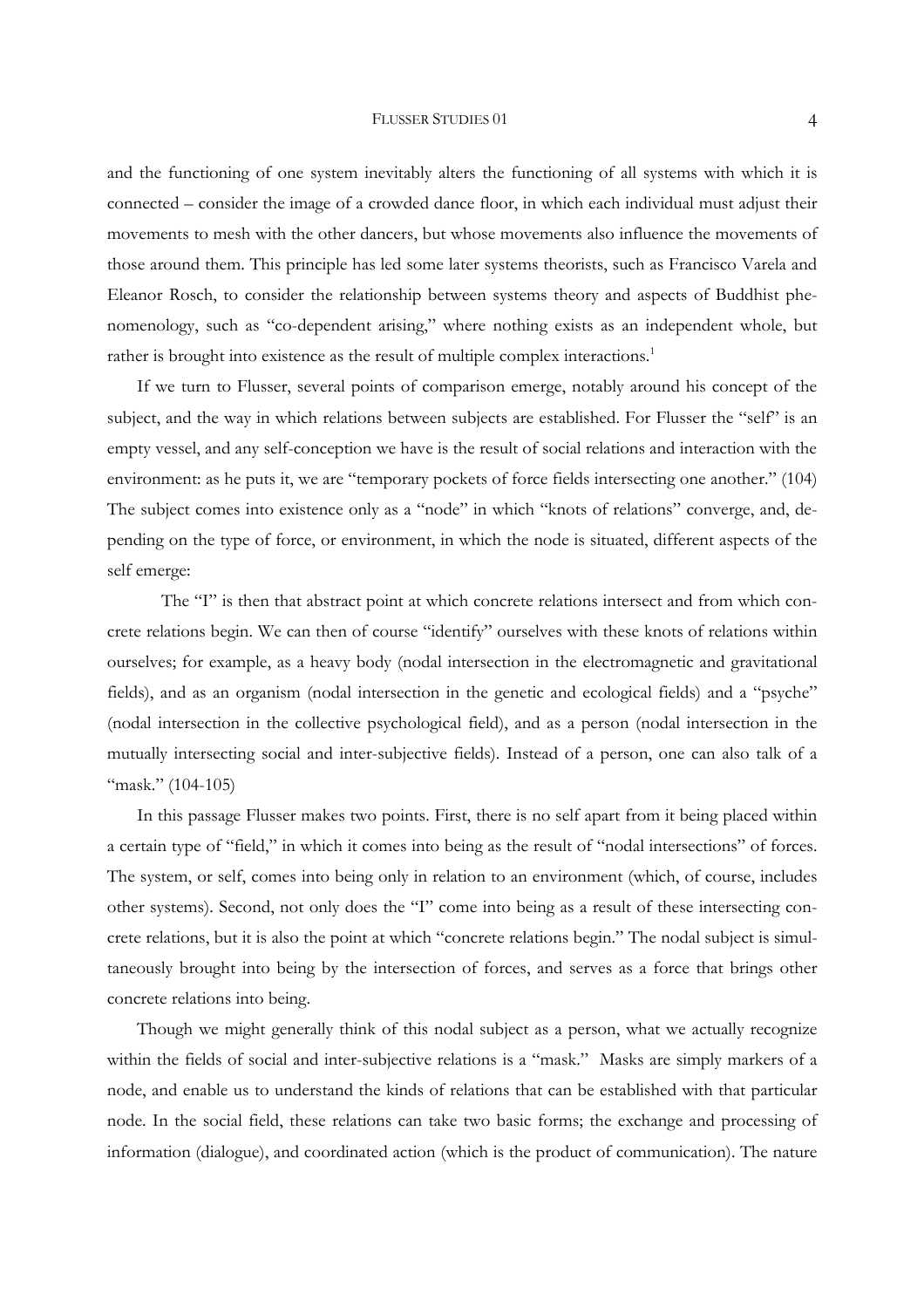and the functioning of one system inevitably alters the functioning of all systems with which it is connected – consider the image of a crowded dance floor, in which each individual must adjust their movements to mesh with the other dancers, but whose movements also influence the movements of those around them. This principle has led some later systems theorists, such as Francisco Varela and Eleanor Rosch, to consider the relationship between systems theory and aspects of Buddhist phenomenology, such as "co-dependent arising," where nothing exists as an independent whole, but rather is brought into existence as the result of multiple complex interactions.[1]

If we turn to Flusser, several points of comparison emerge, notably around his concept of the subject, and the way in which relations between subjects are established. For Flusser the "self" is an empty vessel, and any self-conception we have is the result of social relations and interaction with the environment: as he puts it, we are "temporary pockets of force fields intersecting one another." (104) The subject comes into existence only as a "node" in which "knots of relations" converge, and, depending on the type of force, or environment, in which the node is situated, different aspects of the self emerge:

> The "I" is then that abstract point at which concrete relations intersect and from which concrete relations begin. We can then of course "identify" ourselves with these knots of relations within ourselves; for example, as a heavy body (nodal intersection in the electromagnetic and gravitational fields), and as an organism (nodal intersection in the genetic and ecological fields) and a "psyche" (nodal intersection in the collective psychological field), and as a person (nodal intersection in the mutually intersecting social and inter-subjective fields). Instead of a person, one can also talk of a "mask." (104-105)

In this passage Flusser makes two points. First, there is no self apart from it being placed within a certain type of "field," in which it comes into being as the result of "nodal intersections" of forces. The system, or self, comes into being only in relation to an environment (which, of course, includes other systems). Second, not only does the "I" come into being as a result of these intersecting concrete relations, but it is also the point at which "concrete relations begin." The nodal subject is simultaneously brought into being by the intersection of forces, and serves as a force that brings other concrete relations into being.

Though we might generally think of this nodal subject as a person, what we actually recognize within the fields of social and inter-subjective relations is a "mask." Masks are simply markers of a node, and enable us to understand the kinds of relations that can be established with that particular node. In the social field, these relations can take two basic forms; the exchange and processing of information (dialogue), and coordinated action (which is the product of communication). The nature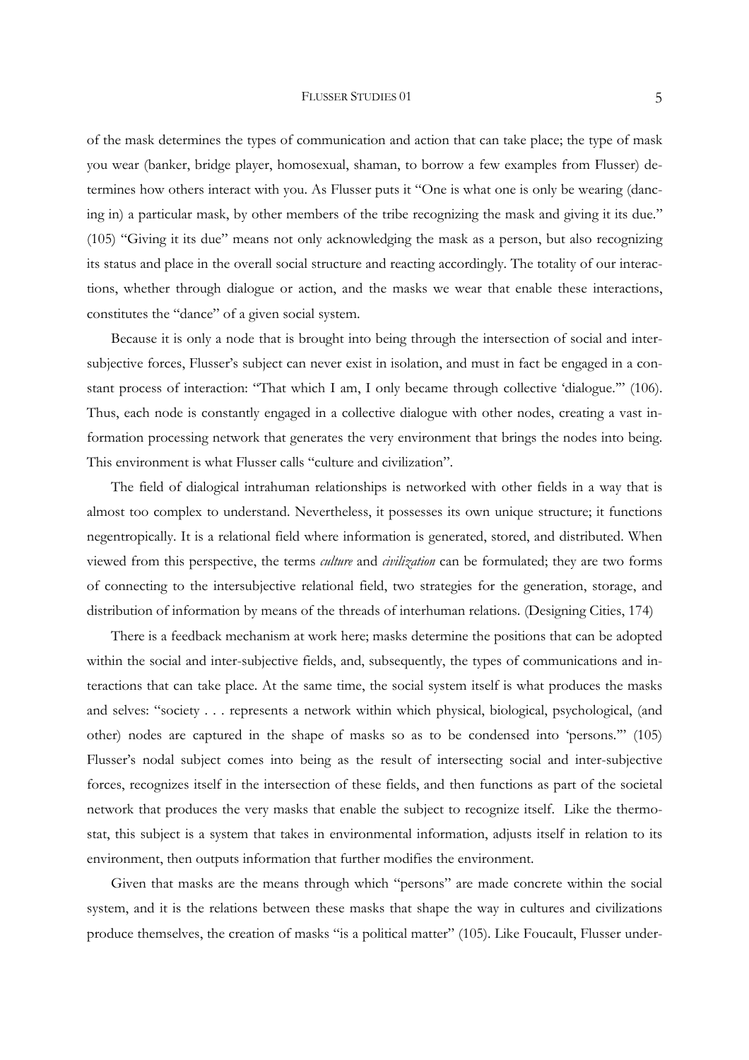of the mask determines the types of communication and action that can take place; the type of mask you wear (banker, bridge player, homosexual, shaman, to borrow a few examples from Flusser) determines how others interact with you. As Flusser puts it "One is what one is only be wearing (dancing in) a particular mask, by other members of the tribe recognizing the mask and giving it its due." (105) "Giving it its due" means not only acknowledging the mask as a person, but also recognizing its status and place in the overall social structure and reacting accordingly. The totality of our interactions, whether through dialogue or action, and the masks we wear that enable these interactions, constitutes the "dance" of a given social system.

Because it is only a node that is brought into being through the intersection of social and inter-subjective forces, Flusser's subject can never exist in isolation, and must in fact be engaged in a constant process of interaction: "That which I am, I only became through collective 'dialogue.'" (106). Thus, each node is constantly engaged in a collective dialogue with other nodes, creating a vast information processing network that generates the very environment that brings the nodes into being. This environment is what Flusser calls "culture and civilization".

The field of dialogical intrahuman relationships is networked with other fields in a way that is almost too complex to understand. Nevertheless, it possesses its own unique structure; it functions negentropically. It is a relational field where information is generated, stored, and distributed. When viewed from this perspective, the terms *culture* and *civilization* can be formulated; they are two forms of connecting to the intersubjective relational field, two strategies for the generation, storage, and distribution of information by means of the threads of interhuman relations. (Designing Cities, 174)

There is a feedback mechanism at work here; masks determine the positions that can be adopted within the social and inter-subjective fields, and, subsequently, the types of communications and interactions that can take place. At the same time, the social system itself is what produces the masks and selves: "society . . . represents a network within which physical, biological, psychological, (and other) nodes are captured in the shape of masks so as to be condensed into 'persons.'" (105) Flusser's nodal subject comes into being as the result of intersecting social and inter-subjective forces, recognizes itself in the intersection of these fields, and then functions as part of the societal network that produces the very masks that enable the subject to recognize itself. Like the thermostat, this subject is a system that takes in environmental information, adjusts itself in relation to its environment, then outputs information that further modifies the environment.

Given that masks are the means through which "persons" are made concrete within the social system, and it is the relations between these masks that shape the way in cultures and civilizations produce themselves, the creation of masks "is a political matter" (105). Like Foucault, Flusser under-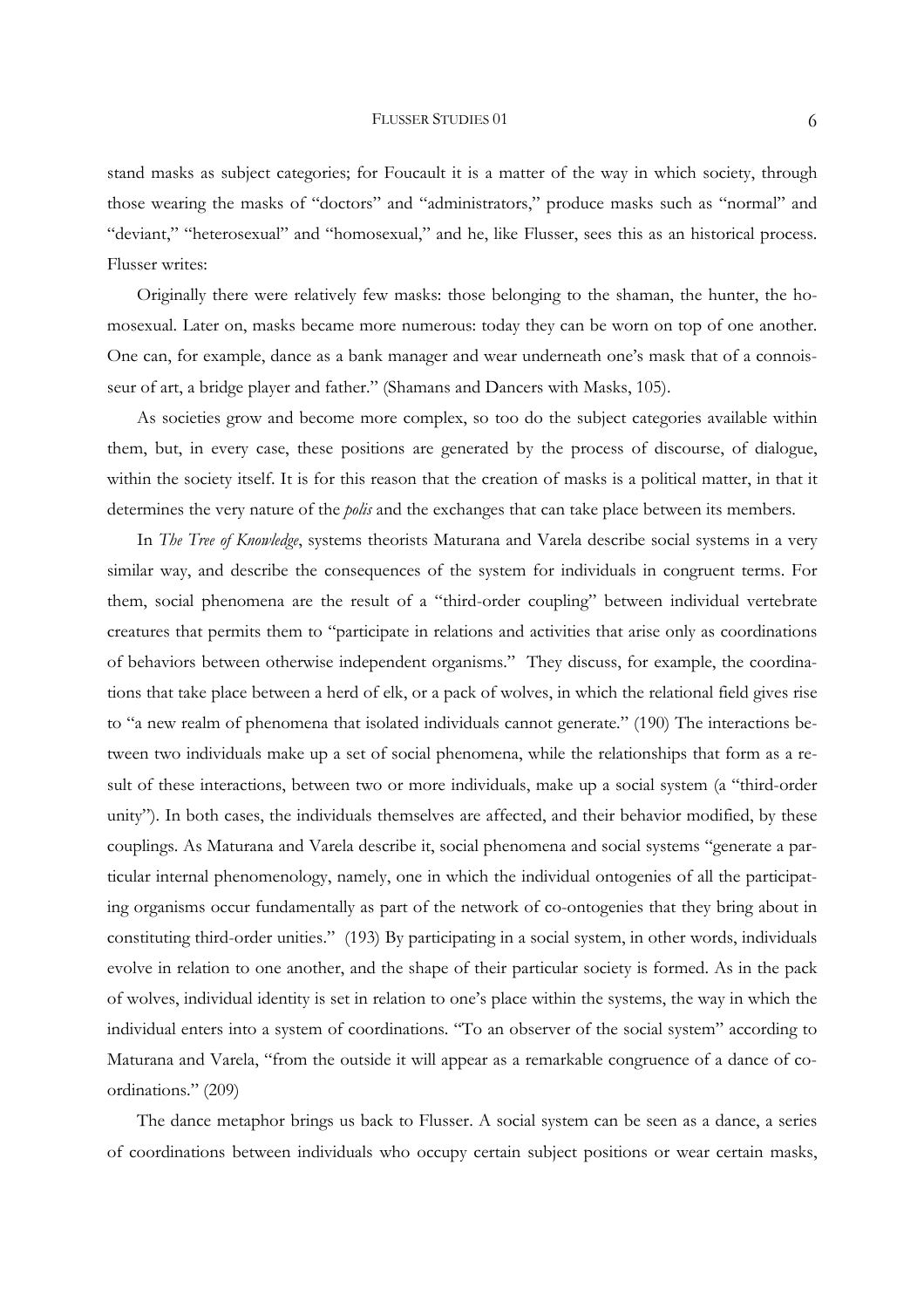stand masks as subject categories; for Foucault it is a matter of the way in which society, through those wearing the masks of "doctors" and "administrators," produce masks such as "normal" and "deviant," "heterosexual" and "homosexual," and he, like Flusser, sees this as an historical process. Flusser writes:

Originally there were relatively few masks: those belonging to the shaman, the hunter, the homosexual. Later on, masks became more numerous: today they can be worn on top of one another. One can, for example, dance as a bank manager and wear underneath one's mask that of a connoisseur of art, a bridge player and father." (Shamans and Dancers with Masks, 105).

As societies grow and become more complex, so too do the subject categories available within them, but, in every case, these positions are generated by the process of discourse, of dialogue, within the society itself. It is for this reason that the creation of masks is a political matter, in that it determines the very nature of the *polis* and the exchanges that can take place between its members.

In *The Tree of Knowledge*, systems theorists Maturana and Varela describe social systems in a very similar way, and describe the consequences of the system for individuals in congruent terms. For them, social phenomena are the result of a "third-order coupling" between individual vertebrate creatures that permits them to "participate in relations and activities that arise only as coordinations of behaviors between otherwise independent organisms." They discuss, for example, the coordinations that take place between a herd of elk, or a pack of wolves, in which the relational field gives rise to "a new realm of phenomena that isolated individuals cannot generate." (190) The interactions between two individuals make up a set of social phenomena, while the relationships that form as a result of these interactions, between two or more individuals, make up a social system (a "third-order unity"). In both cases, the individuals themselves are affected, and their behavior modified, by these couplings. As Maturana and Varela describe it, social phenomena and social systems "generate a particular internal phenomenology, namely, one in which the individual ontogenies of all the participating organisms occur fundamentally as part of the network of co-ontogenies that they bring about in constituting third-order unities." (193) By participating in a social system, in other words, individuals evolve in relation to one another, and the shape of their particular society is formed. As in the pack of wolves, individual identity is set in relation to one's place within the systems, the way in which the individual enters into a system of coordinations. "To an observer of the social system" according to Maturana and Varela, "from the outside it will appear as a remarkable congruence of a dance of coordinations." (209)

The dance metaphor brings us back to Flusser. A social system can be seen as a dance, a series of coordinations between individuals who occupy certain subject positions or wear certain masks,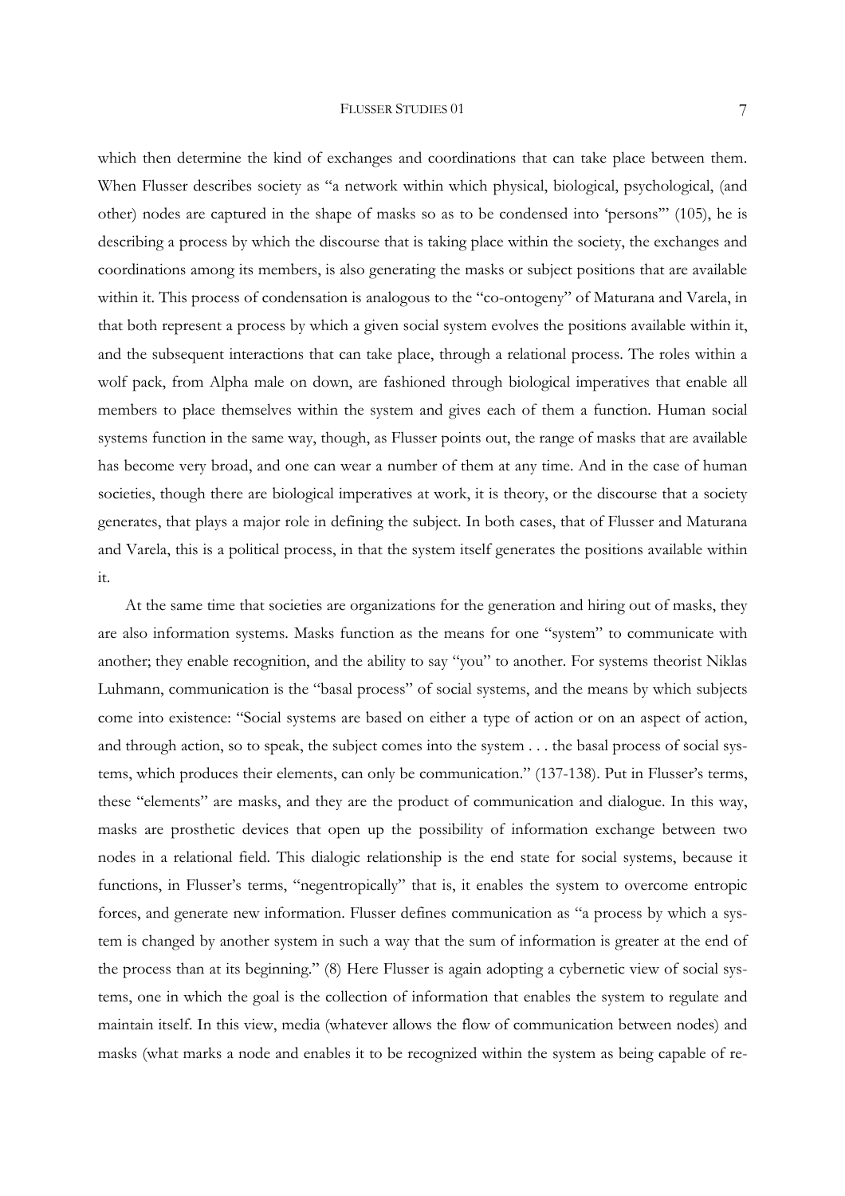which then determine the kind of exchanges and coordinations that can take place between them. When Flusser describes society as "a network within which physical, biological, psychological, (and other) nodes are captured in the shape of masks so as to be condensed into 'persons'" (105), he is describing a process by which the discourse that is taking place within the society, the exchanges and coordinations among its members, is also generating the masks or subject positions that are available within it. This process of condensation is analogous to the "co-ontogeny" of Maturana and Varela, in that both represent a process by which a given social system evolves the positions available within it, and the subsequent interactions that can take place, through a relational process. The roles within a wolf pack, from Alpha male on down, are fashioned through biological imperatives that enable all members to place themselves within the system and gives each of them a function. Human social systems function in the same way, though, as Flusser points out, the range of masks that are available has become very broad, and one can wear a number of them at any time. And in the case of human societies, though there are biological imperatives at work, it is theory, or the discourse that a society generates, that plays a major role in defining the subject. In both cases, that of Flusser and Maturana and Varela, this is a political process, in that the system itself generates the positions available within it.

At the same time that societies are organizations for the generation and hiring out of masks, they are also information systems. Masks function as the means for one "system" to communicate with another; they enable recognition, and the ability to say "you" to another. For systems theorist Niklas Luhmann, communication is the "basal process" of social systems, and the means by which subjects come into existence: "Social systems are based on either a type of action or on an aspect of action, and through action, so to speak, the subject comes into the system . . . the basal process of social systems, which produces their elements, can only be communication." (137-138). Put in Flusser's terms, these "elements" are masks, and they are the product of communication and dialogue. In this way, masks are prosthetic devices that open up the possibility of information exchange between two nodes in a relational field. This dialogic relationship is the end state for social systems, because it functions, in Flusser's terms, "negentropically" that is, it enables the system to overcome entropic forces, and generate new information. Flusser defines communication as "a process by which a system is changed by another system in such a way that the sum of information is greater at the end of the process than at its beginning." (8) Here Flusser is again adopting a cybernetic view of social systems, one in which the goal is the collection of information that enables the system to regulate and maintain itself. In this view, media (whatever allows the flow of communication between nodes) and masks (what marks a node and enables it to be recognized within the system as being capable of re-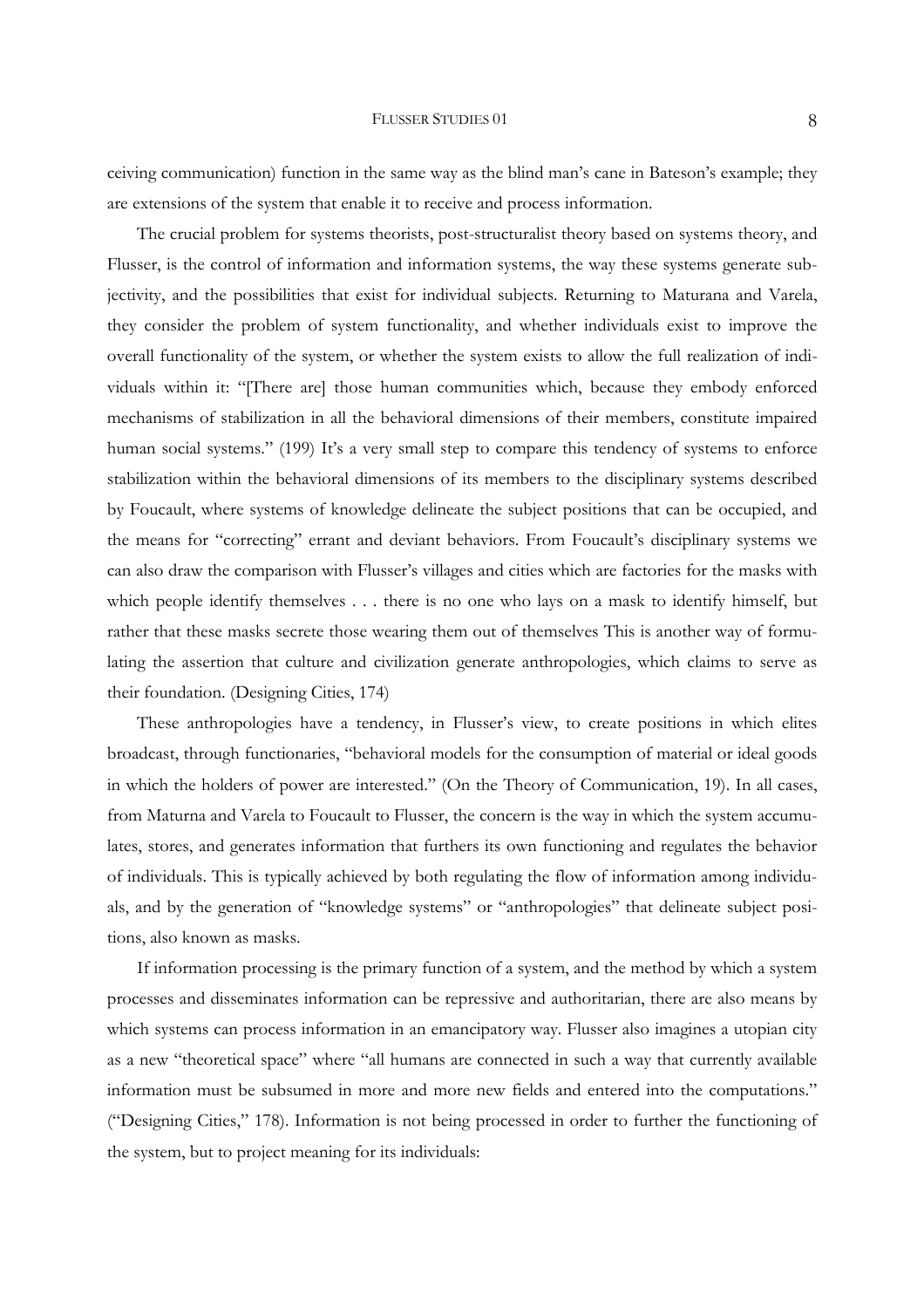ceiving communication) function in the same way as the blind man's cane in Bateson's example; they are extensions of the system that enable it to receive and process information.

The crucial problem for systems theorists, post-structuralist theory based on systems theory, and Flusser, is the control of information and information systems, the way these systems generate subjectivity, and the possibilities that exist for individual subjects. Returning to Maturana and Varela, they consider the problem of system functionality, and whether individuals exist to improve the overall functionality of the system, or whether the system exists to allow the full realization of individuals within it: "[There are] those human communities which, because they embody enforced mechanisms of stabilization in all the behavioral dimensions of their members, constitute impaired human social systems." (199) It's a very small step to compare this tendency of systems to enforce stabilization within the behavioral dimensions of its members to the disciplinary systems described by Foucault, where systems of knowledge delineate the subject positions that can be occupied, and the means for "correcting" errant and deviant behaviors. From Foucault's disciplinary systems we can also draw the comparison with Flusser's villages and cities which are factories for the masks with which people identify themselves . . . there is no one who lays on a mask to identify himself, but rather that these masks secrete those wearing them out of themselves This is another way of formulating the assertion that culture and civilization generate anthropologies, which claims to serve as their foundation. (Designing Cities, 174)

These anthropologies have a tendency, in Flusser's view, to create positions in which elites broadcast, through functionaries, "behavioral models for the consumption of material or ideal goods in which the holders of power are interested." (On the Theory of Communication, 19). In all cases, from Maturna and Varela to Foucault to Flusser, the concern is the way in which the system accumulates, stores, and generates information that furthers its own functioning and regulates the behavior of individuals. This is typically achieved by both regulating the flow of information among individuals, and by the generation of "knowledge systems" or "anthropologies" that delineate subject positions, also known as masks.

If information processing is the primary function of a system, and the method by which a system processes and disseminates information can be repressive and authoritarian, there are also means by which systems can process information in an emancipatory way. Flusser also imagines a utopian city as a new "theoretical space" where "all humans are connected in such a way that currently available information must be subsumed in more and more new fields and entered into the computations." ("Designing Cities," 178). Information is not being processed in order to further the functioning of the system, but to project meaning for its individuals: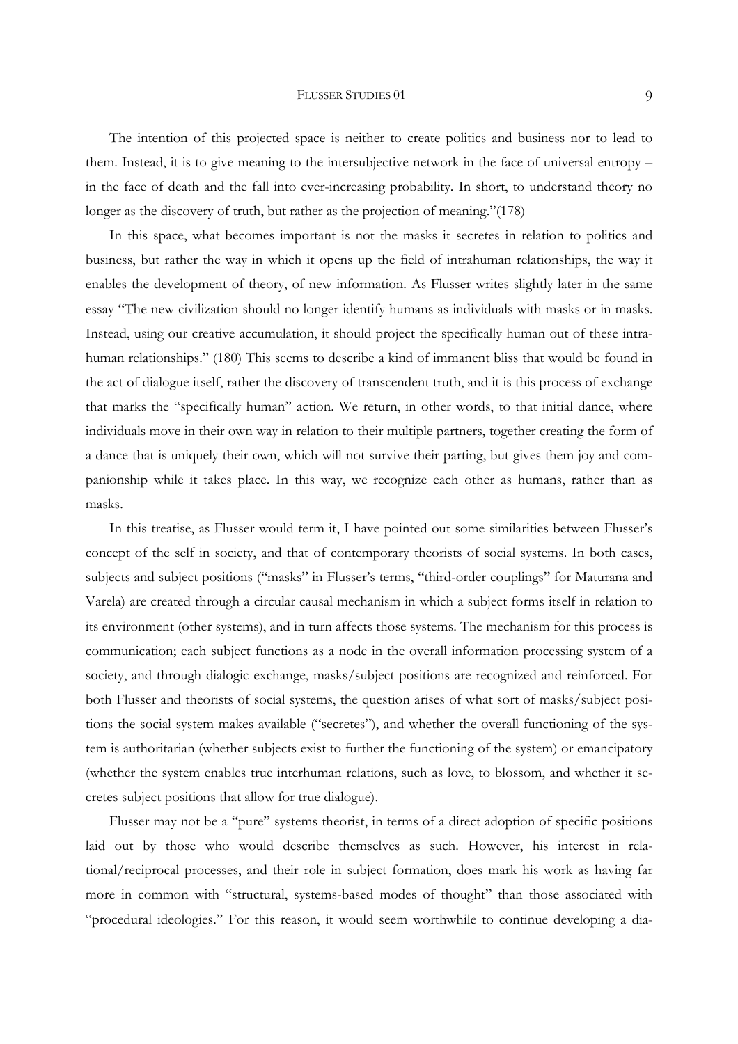The intention of this projected space is neither to create politics and business nor to lead to them. Instead, it is to give meaning to the intersubjective network in the face of universal entropy – in the face of death and the fall into ever-increasing probability. In short, to understand theory no longer as the discovery of truth, but rather as the projection of meaning."(178)

In this space, what becomes important is not the masks it secretes in relation to politics and business, but rather the way in which it opens up the field of intrahuman relationships, the way it enables the development of theory, of new information. As Flusser writes slightly later in the same essay "The new civilization should no longer identify humans as individuals with masks or in masks. Instead, using our creative accumulation, it should project the specifically human out of these intrahuman relationships." (180) This seems to describe a kind of immanent bliss that would be found in the act of dialogue itself, rather the discovery of transcendent truth, and it is this process of exchange that marks the "specifically human" action. We return, in other words, to that initial dance, where individuals move in their own way in relation to their multiple partners, together creating the form of a dance that is uniquely their own, which will not survive their parting, but gives them joy and companionship while it takes place. In this way, we recognize each other as humans, rather than as masks.

In this treatise, as Flusser would term it, I have pointed out some similarities between Flusser's concept of the self in society, and that of contemporary theorists of social systems. In both cases, subjects and subject positions ("masks" in Flusser's terms, "third-order couplings" for Maturana and Varela) are created through a circular causal mechanism in which a subject forms itself in relation to its environment (other systems), and in turn affects those systems. The mechanism for this process is communication; each subject functions as a node in the overall information processing system of a society, and through dialogic exchange, masks/subject positions are recognized and reinforced. For both Flusser and theorists of social systems, the question arises of what sort of masks/subject positions the social system makes available ("secretes"), and whether the overall functioning of the system is authoritarian (whether subjects exist to further the functioning of the system) or emancipatory (whether the system enables true interhuman relations, such as love, to blossom, and whether it secretes subject positions that allow for true dialogue).

Flusser may not be a "pure" systems theorist, in terms of a direct adoption of specific positions laid out by those who would describe themselves as such. However, his interest in relational/reciprocal processes, and their role in subject formation, does mark his work as having far more in common with "structural, systems-based modes of thought" than those associated with "procedural ideologies." For this reason, it would seem worthwhile to continue developing a dia-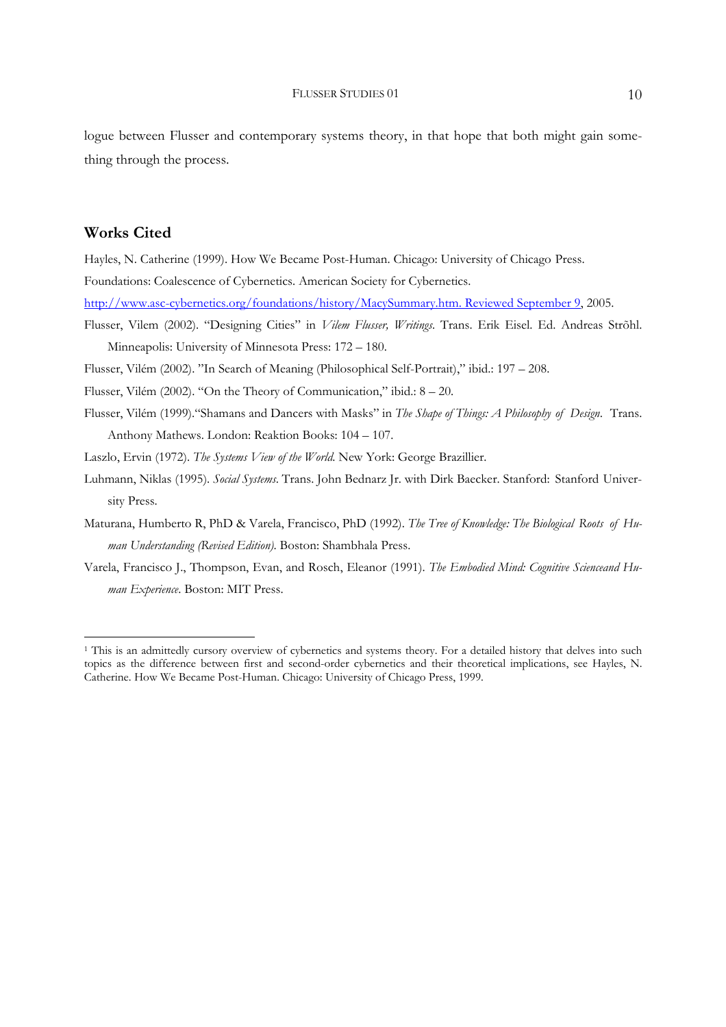logue between Flusser and contemporary systems theory, in that hope that both might gain something through the process.

## Works Cited

Hayles, N. Catherine (1999). How We Became Post-Human. Chicago: University of Chicago Press.

Foundations: Coalescence of Cybernetics. American Society for Cybernetics.

http://www.asc-cybernetics.org/foundations/history/MacySummary.htm. Reviewed September 9, 2005.

Flusser, Vilem (2002). "Designing Cities" in *Vilem Flusser, Writings*. Trans. Erik Eisel. Ed. Andreas Strõhl. Minneapolis: University of Minnesota Press: 172 – 180.

Flusser, Vilém (2002). "In Search of Meaning (Philosophical Self-Portrait)," ibid.: 197 – 208.

Flusser, Vilém (2002). "On the Theory of Communication," ibid.: 8 – 20.

Flusser, Vilém (1999)."Shamans and Dancers with Masks" in *The Shape of Things: A Philosophy of Design*. Trans. Anthony Mathews. London: Reaktion Books: 104 – 107.

Laszlo, Ervin (1972). *The Systems View of the World*. New York: George Brazillier.

Luhmann, Niklas (1995). *Social Systems*. Trans. John Bednarz Jr. with Dirk Baecker. Stanford: Stanford University Press.

Maturana, Humberto R, PhD & Varela, Francisco, PhD (1992). *The Tree of Knowledge: The Biological Roots of Human Understanding (Revised Edition)*. Boston: Shambhala Press.

Varela, Francisco J., Thompson, Evan, and Rosch, Eleanor (1991). *The Embodied Mind: Cognitive Scienceand Human Experience*. Boston: MIT Press.

---

[1] This is an admittedly cursory overview of cybernetics and systems theory. For a detailed history that delves into such topics as the difference between first and second-order cybernetics and their theoretical implications, see Hayles, N. Catherine. How We Became Post-Human. Chicago: University of Chicago Press, 1999.